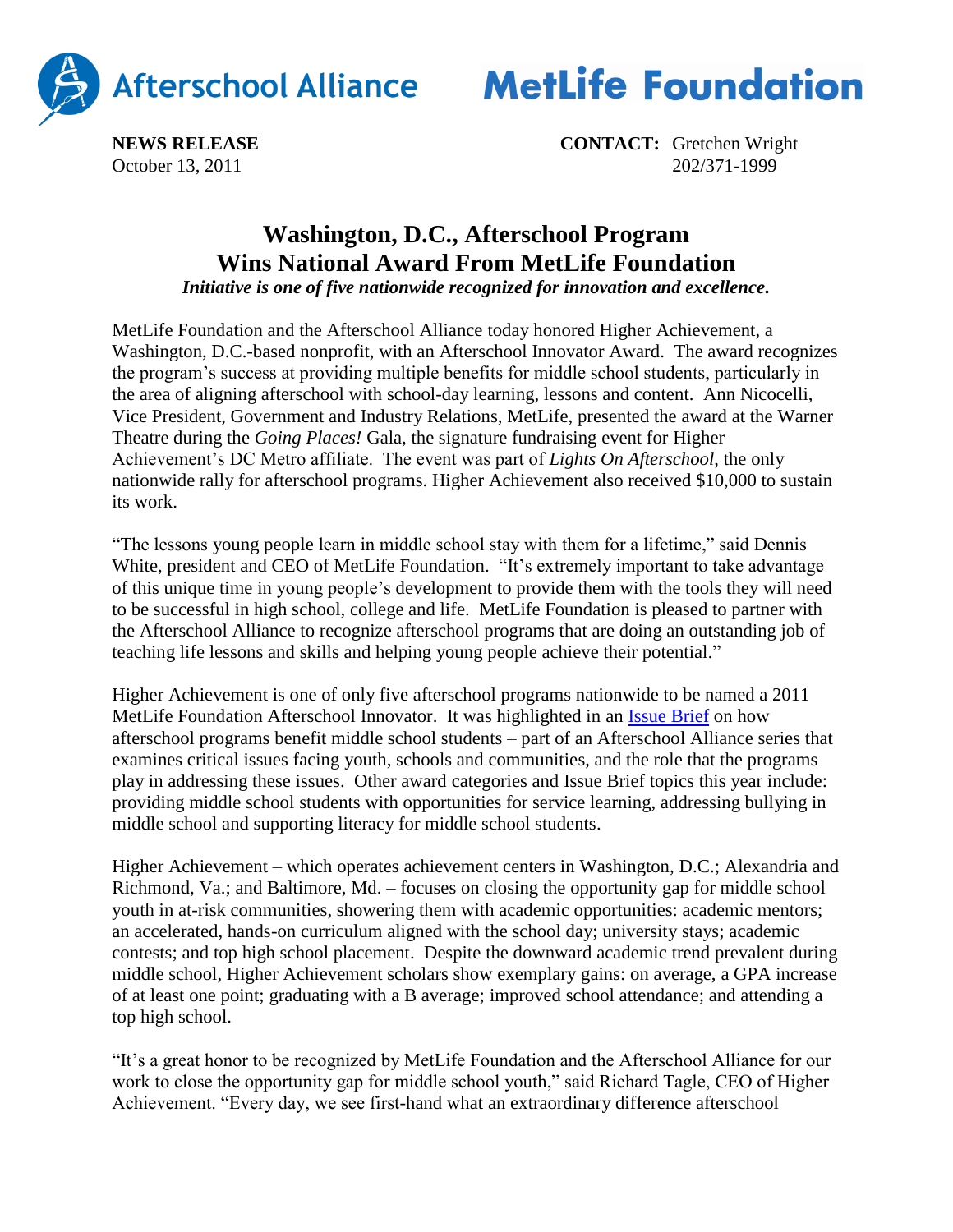Afterschool Alliance MetLife Foundation

**NEWS RELEASE**
October 13, 2011

**CONTACT:** Gretchen Wright
202/371-1999

# Washington, D.C., Afterschool Program Wins National Award From MetLife Foundation

***Initiative is one of five nationwide recognized for innovation and excellence.***

MetLife Foundation and the Afterschool Alliance today honored Higher Achievement, a Washington, D.C.-based nonprofit, with an Afterschool Innovator Award. The award recognizes the program's success at providing multiple benefits for middle school students, particularly in the area of aligning afterschool with school-day learning, lessons and content. Ann Nicocelli, Vice President, Government and Industry Relations, MetLife, presented the award at the Warner Theatre during the *Going Places!* Gala, the signature fundraising event for Higher Achievement's DC Metro affiliate. The event was part of *Lights On Afterschool*, the only nationwide rally for afterschool programs. Higher Achievement also received $10,000 to sustain its work.

"The lessons young people learn in middle school stay with them for a lifetime," said Dennis White, president and CEO of MetLife Foundation. "It's extremely important to take advantage of this unique time in young people's development to provide them with the tools they will need to be successful in high school, college and life. MetLife Foundation is pleased to partner with the Afterschool Alliance to recognize afterschool programs that are doing an outstanding job of teaching life lessons and skills and helping young people achieve their potential."

Higher Achievement is one of only five afterschool programs nationwide to be named a 2011 MetLife Foundation Afterschool Innovator. It was highlighted in an Issue Brief on how afterschool programs benefit middle school students – part of an Afterschool Alliance series that examines critical issues facing youth, schools and communities, and the role that the programs play in addressing these issues. Other award categories and Issue Brief topics this year include: providing middle school students with opportunities for service learning, addressing bullying in middle school and supporting literacy for middle school students.

Higher Achievement – which operates achievement centers in Washington, D.C.; Alexandria and Richmond, Va.; and Baltimore, Md. – focuses on closing the opportunity gap for middle school youth in at-risk communities, showering them with academic opportunities: academic mentors; an accelerated, hands-on curriculum aligned with the school day; university stays; academic contests; and top high school placement. Despite the downward academic trend prevalent during middle school, Higher Achievement scholars show exemplary gains: on average, a GPA increase of at least one point; graduating with a B average; improved school attendance; and attending a top high school.

"It's a great honor to be recognized by MetLife Foundation and the Afterschool Alliance for our work to close the opportunity gap for middle school youth," said Richard Tagle, CEO of Higher Achievement. "Every day, we see first-hand what an extraordinary difference afterschool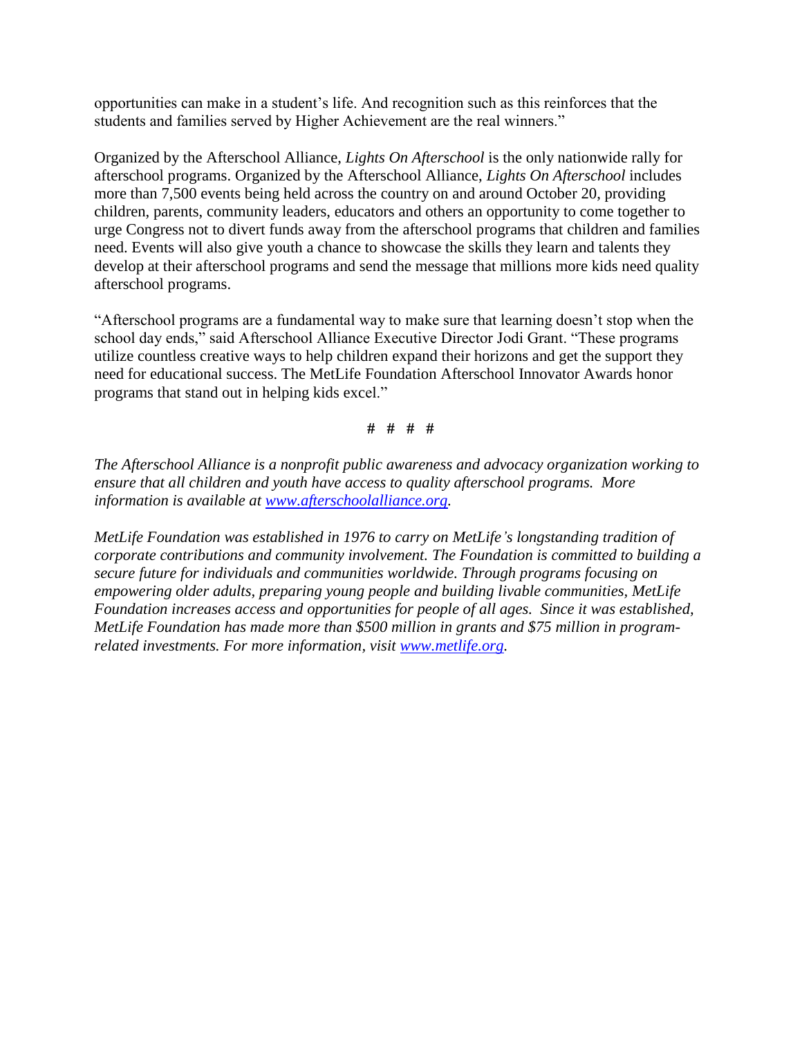opportunities can make in a student's life. And recognition such as this reinforces that the students and families served by Higher Achievement are the real winners."

Organized by the Afterschool Alliance, *Lights On Afterschool* is the only nationwide rally for afterschool programs. Organized by the Afterschool Alliance, *Lights On Afterschool* includes more than 7,500 events being held across the country on and around October 20, providing children, parents, community leaders, educators and others an opportunity to come together to urge Congress not to divert funds away from the afterschool programs that children and families need. Events will also give youth a chance to showcase the skills they learn and talents they develop at their afterschool programs and send the message that millions more kids need quality afterschool programs.

"Afterschool programs are a fundamental way to make sure that learning doesn't stop when the school day ends," said Afterschool Alliance Executive Director Jodi Grant. "These programs utilize countless creative ways to help children expand their horizons and get the support they need for educational success. The MetLife Foundation Afterschool Innovator Awards honor programs that stand out in helping kids excel."

# # # #

*The Afterschool Alliance is a nonprofit public awareness and advocacy organization working to ensure that all children and youth have access to quality afterschool programs. More information is available at [www.afterschoolalliance.org](http://www.afterschoolalliance.org).*

*MetLife Foundation was established in 1976 to carry on MetLife's longstanding tradition of corporate contributions and community involvement. The Foundation is committed to building a secure future for individuals and communities worldwide. Through programs focusing on empowering older adults, preparing young people and building livable communities, MetLife Foundation increases access and opportunities for people of all ages. Since it was established, MetLife Foundation has made more than $500 million in grants and $75 million in program-related investments. For more information, visit [www.metlife.org](http://www.metlife.org).*